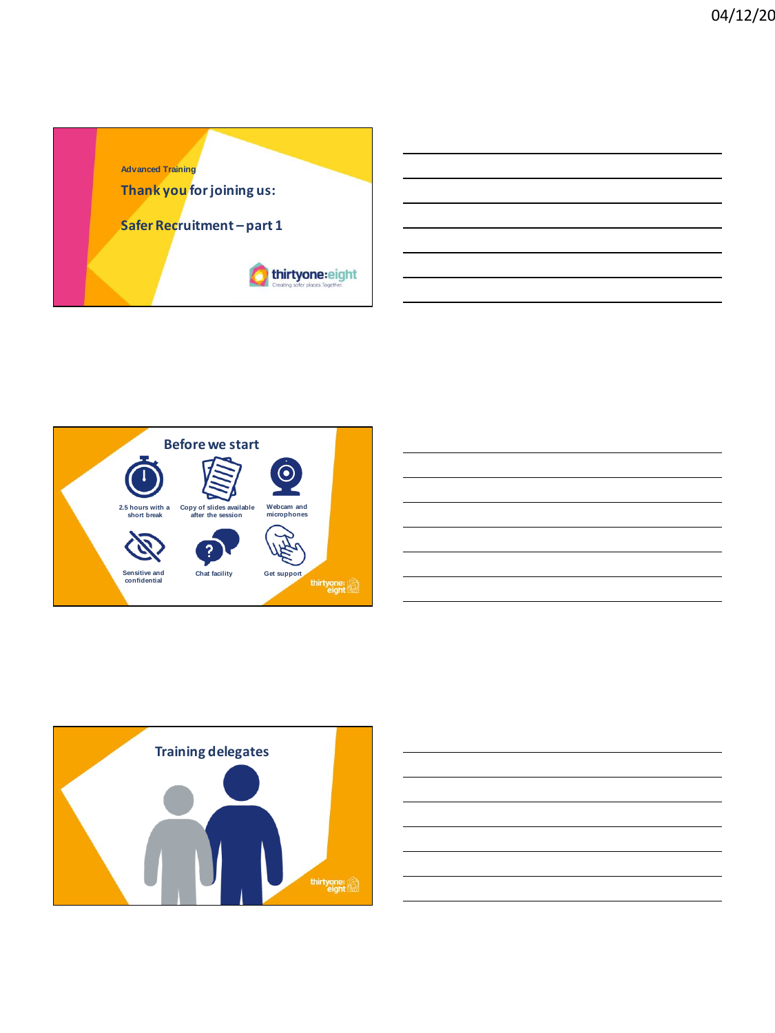Advanced Training

## Thank you for joining us:

## Safer Recruitment – part 1

thirtyone:eight
Creating safer places. Together.

## Before we start

- 2.5 hours with a short break
- Copy of slides available after the session
- Webcam and microphones
- Sensitive and confidential
- Chat facility
- Get support

thirtyone:eight

## Training delegates

thirtyone:eight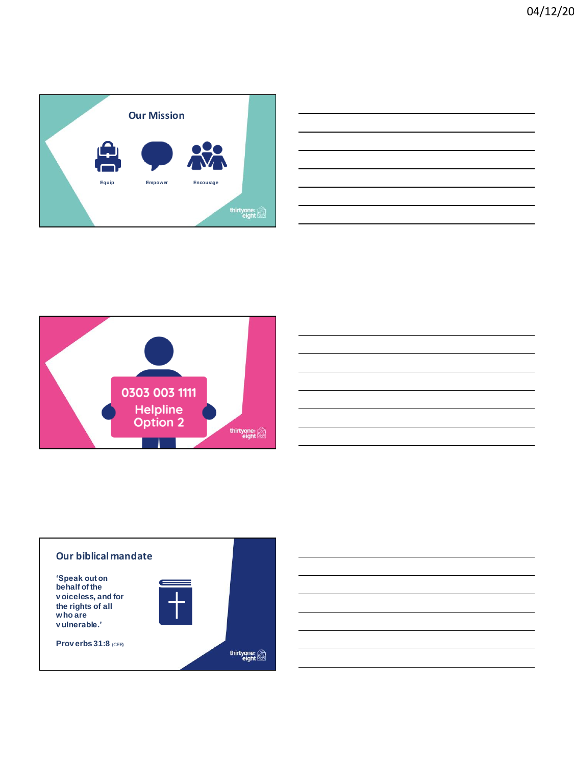## Our Mission

Equip

Empower

Encourage

thirtyone:eight

0303 003 1111

Helpline

Option 2

thirtyone:eight

## Our biblical mandate

**'Speak out on behalf of the voiceless, and for the rights of all who are vulnerable.'**

**Proverbs 31:8** (CEB)

thirtyone:eight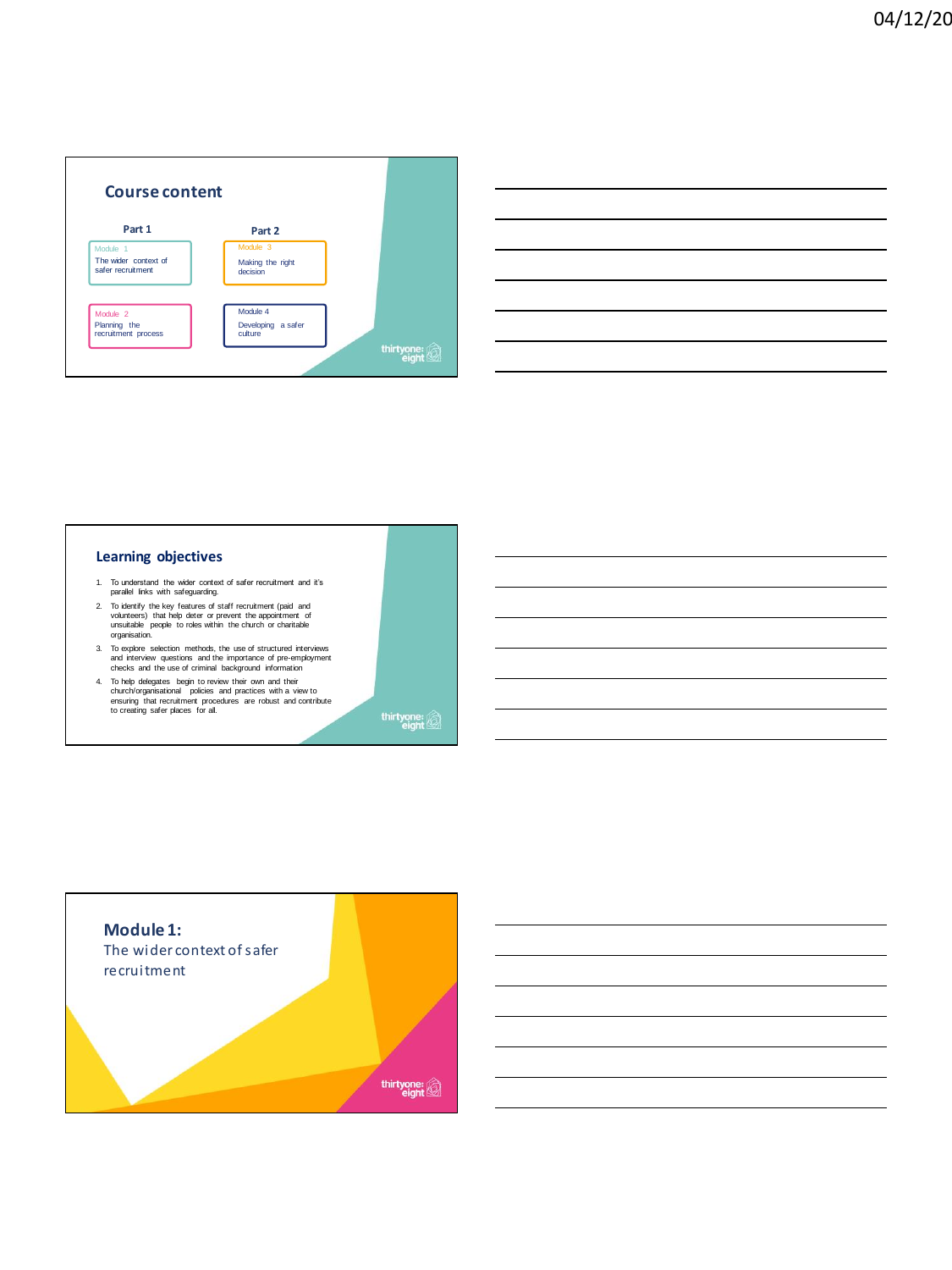## Course content

**Part 1**

Module 1
The wider context of safer recruitment

Module 2
Planning the recruitment process

**Part 2**

Module 3
Making the right decision

Module 4
Developing a safer culture

thirtyone:eight

## Learning objectives

1. To understand the wider context of safer recruitment and it's parallel links with safeguarding.
2. To identify the key features of staff recruitment (paid and volunteers) that help deter or prevent the appointment of unsuitable people to roles within the church or charitable organisation.
3. To explore selection methods, the use of structured interviews and interview questions and the importance of pre-employment checks and the use of criminal background information
4. To help delegates begin to review their own and their church/organisational policies and practices with a view to ensuring that recruitment procedures are robust and contribute to creating safer places for all.

thirtyone:eight

## Module 1:

The wider context of safer recruitment

thirtyone:eight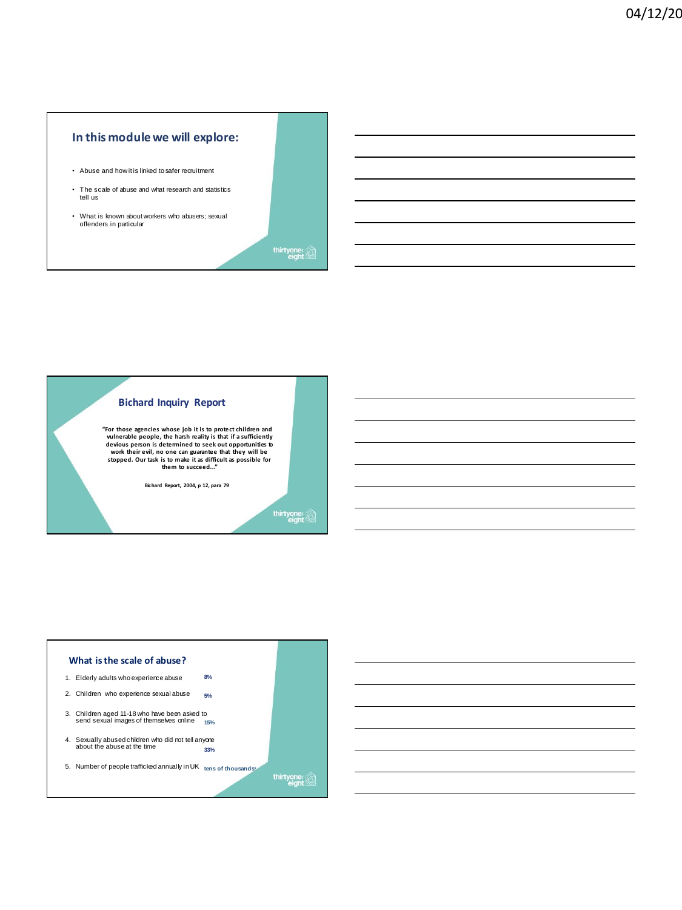## In this module we will explore:

- Abuse and how it is linked to safer recruitment
- The scale of abuse and what research and statistics tell us
- What is known about workers who abusers; sexual offenders in particular

thirtyone: eight

## Bichard Inquiry Report

**"For those agencies whose job it is to protect children and vulnerable people, the harsh reality is that if a sufficiently devious person is determined to seek out opportunities to work their evil, no one can guarantee that they will be stopped. Our task is to make it as difficult as possible for them to succeed..."**

**Bichard Report, 2004, p 12, para 79**

thirtyone: eight

## What is the scale of abuse?

1. Elderly adults who experience abuse **8%**
2. Children who experience sexual abuse **5%**
3. Children aged 11-18 who have been asked to send sexual images of themselves online **15%**
4. Sexually abused children who did not tell anyone about the abuse at the time **33%**
5. Number of people trafficked annually in UK **tens of thousands**

thirtyone: eight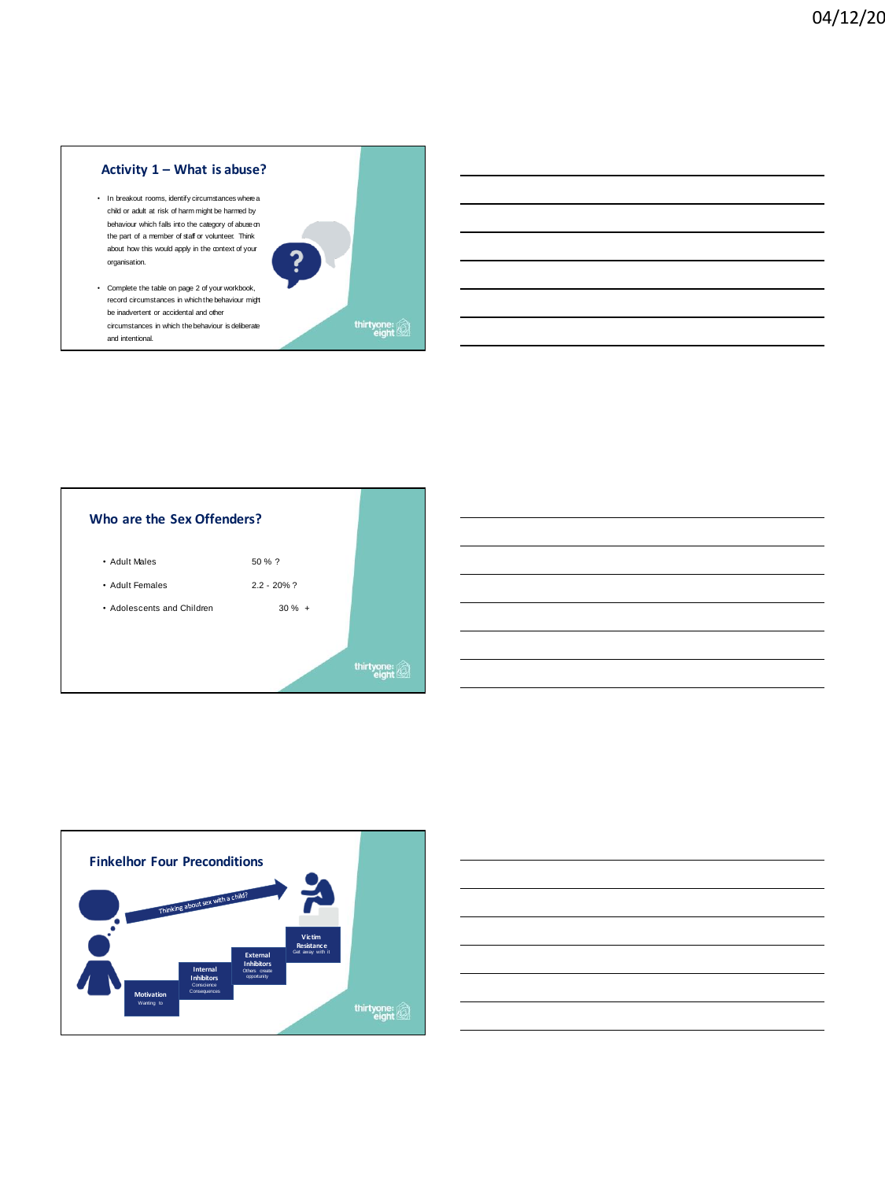## Activity 1 – What is abuse?

- In breakout rooms, identify circumstances where a child or adult at risk of harm might be harmed by behaviour which falls into the category of abuse on the part of a member of staff or volunteer. Think about how this would apply in the context of your organisation.
- Complete the table on page 2 of your workbook, record circumstances in which the behaviour might be inadvertent or accidental and other circumstances in which the behaviour is deliberate and intentional.

## Who are the Sex Offenders?

| | |
|---|---|
| Adult Males | 50 % ? |
| Adult Females | 2.2 - 20% ? |
| Adolescents and Children | 30 % + |

## Finkelhor Four Preconditions

Thinking about sex with a child?

- **Motivation** – Wanting to
- **Internal Inhibitors** – Conscience, Consequences
- **External Inhibitors** – Others create opportunity
- **Victim Resistance** – Get away with it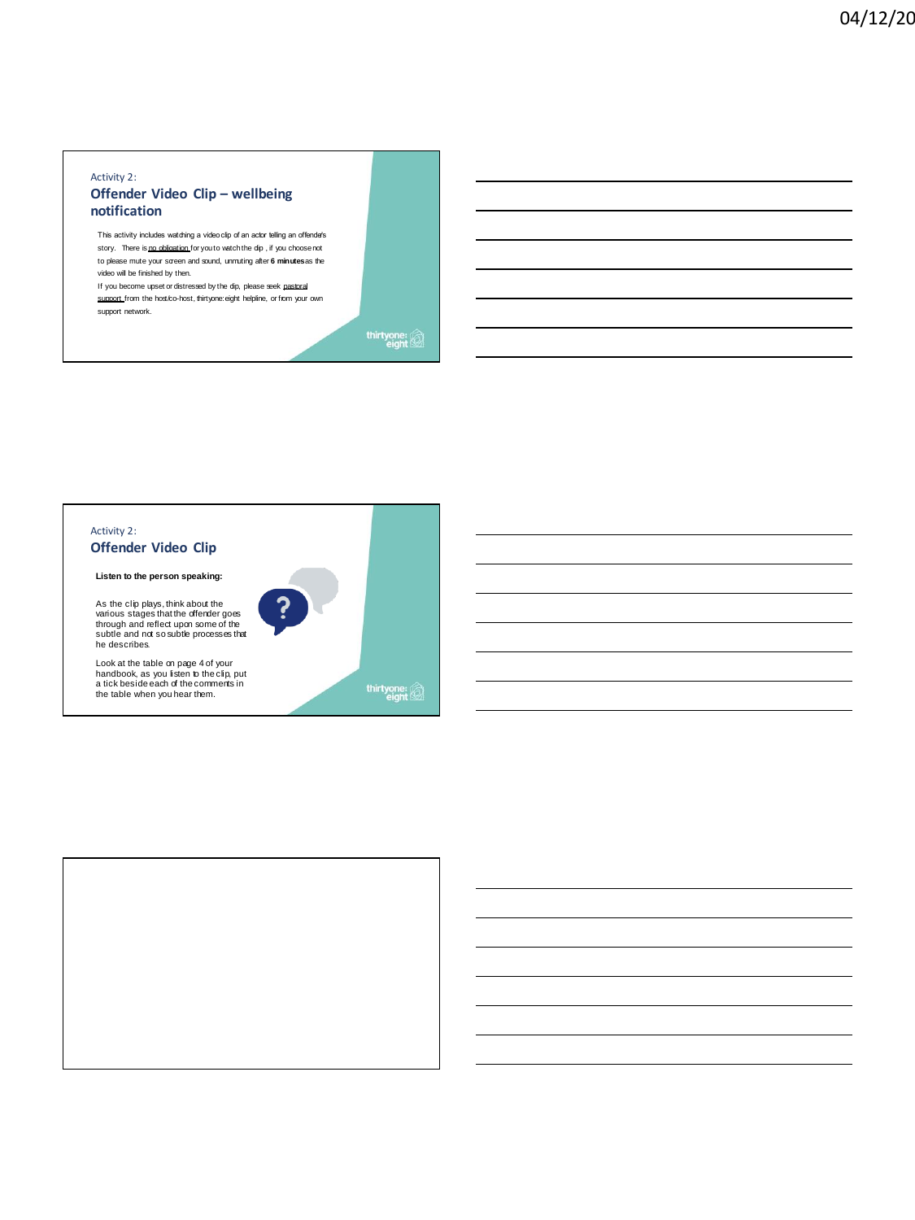Activity 2:

## Offender Video Clip – wellbeing notification

This activity includes watching a video clip of an actor telling an offender's story. There is no obligation for you to watch the clip , if you choose not to please mute your screen and sound, unmuting after **6 minutes** as the video will be finished by then.

If you become upset or distressed by the clip, please seek pastoral support from the host/co-host, thirtyone:eight helpline, or from your own support network.

thirtyone: eight

Activity 2:

## Offender Video Clip

**Listen to the person speaking:**

As the clip plays, think about the various stages that the offender goes through and reflect upon some of the subtle and not so subtle processes that he describes.

Look at the table on page 4 of your handbook, as you listen to the clip, put a tick beside each of the comments in the table when you hear them.

thirtyone: eight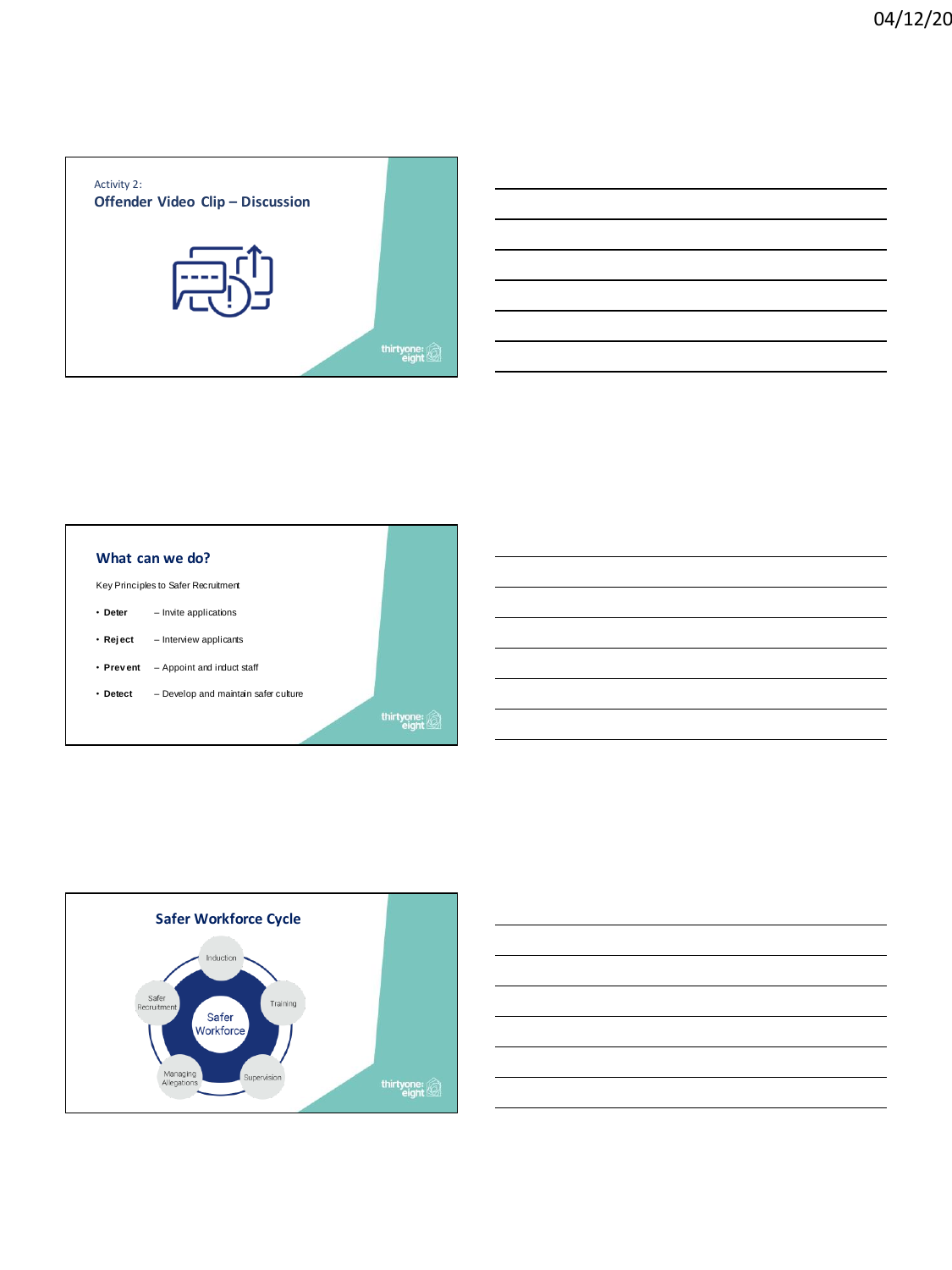Activity 2:

## Offender Video Clip – Discussion

## What can we do?

Key Principles to Safer Recruitment

- **Deter** – Invite applications
- **Reject** – Interview applicants
- **Prevent** – Appoint and induct staff
- **Detect** – Develop and maintain safer culture

## Safer Workforce Cycle

Safer Workforce

- Induction
- Training
- Supervision
- Managing Allegations
- Safer Recruitment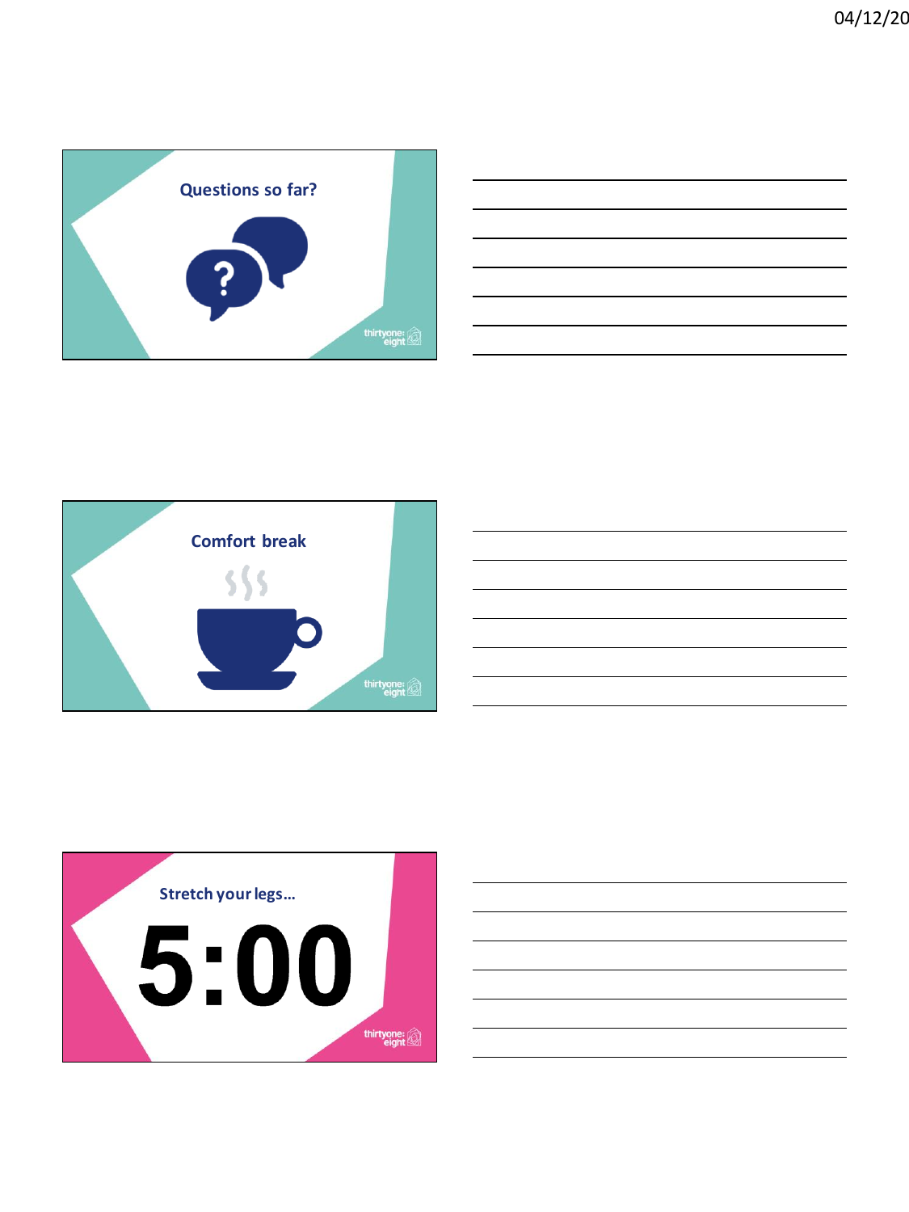## Questions so far?

## Comfort break

## Stretch your legs…

5:00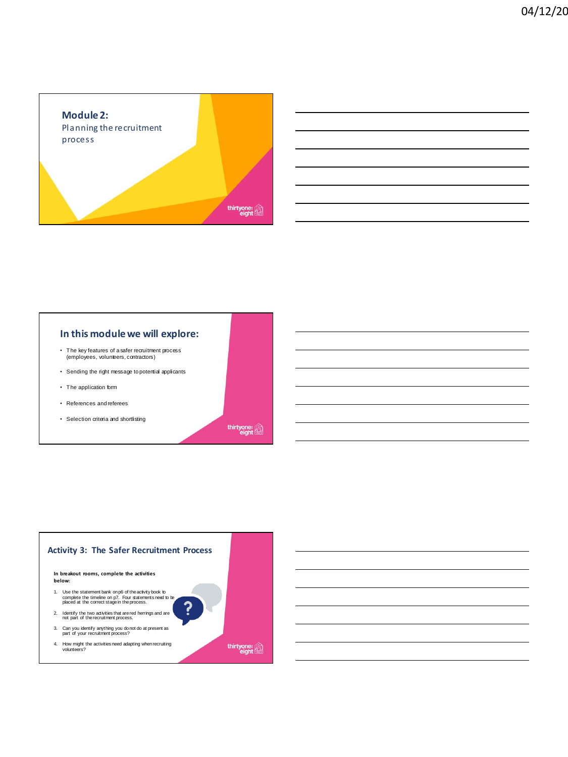# Module 2:

Planning the recruitment process

## In this module we will explore:

- The key features of a safer recruitment process (employees, volunteers, contractors)
- Sending the right message to potential applicants
- The application form
- References and referees
- Selection criteria and shortlisting

## Activity 3: The Safer Recruitment Process

**In breakout rooms, complete the activities below:**

1. Use the statement bank on p6 of the activity book to complete the timeline on p7. Four statements need to be placed at the correct stage in the process.
2. Identify the two activities that are red herrings and are not part of the recruitment process.
3. Can you identify anything you do not do at present as part of your recruitment process?
4. How might the activities need adapting when recruiting volunteers?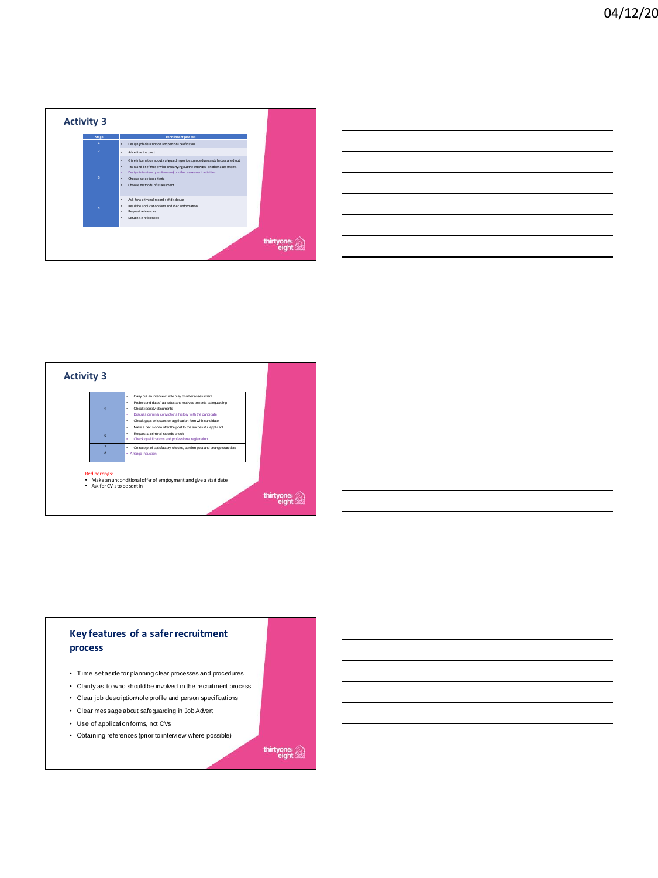## Activity 3

| Stage | Recruitment process |
| --- | --- |
| 1 | • Design job description and person specification |
| 2 | • Advertise the post |
| 3 | • Give information about safeguarding policies, procedures and checks carried out<br>• Train and brief those who are carrying out the interview or other assessments<br>• Design interview questions and/or other assessment activities<br>• Choose selection criteria<br>• Choose methods of assessment |
| 4 | • Ask for a criminal record self-disclosure<br>• Read the application form and check information<br>• Request references<br>• Scrutinise references |

## Activity 3

| Stage | Recruitment process |
| --- | --- |
| 5 | • Carry out an interview, role play or other assessment<br>• Probe candidates' attitudes and motives towards safeguarding<br>• Check identity documents<br>• Discuss criminal convictions history with the candidate<br>• Check gaps or issues on application form with candidate |
| 6 | • Make a decision to offer the post to the successful applicant<br>• Request a criminal records check<br>• Check qualifications and professional registration |
| 7 | • On receipt of satisfactory checks, confirm post and arrange start date |
| 8 | • Arrange induction |

Red herrings:

- Make an unconditional offer of employment and give a start date
- Ask for CV's to be sent in

## Key features of a safer recruitment process

- Time set aside for planning clear processes and procedures
- Clarity as to who should be involved in the recruitment process
- Clear job description/role profile and person specifications
- Clear message about safeguarding in Job Advert
- Use of application forms, not CVs
- Obtaining references (prior to interview where possible)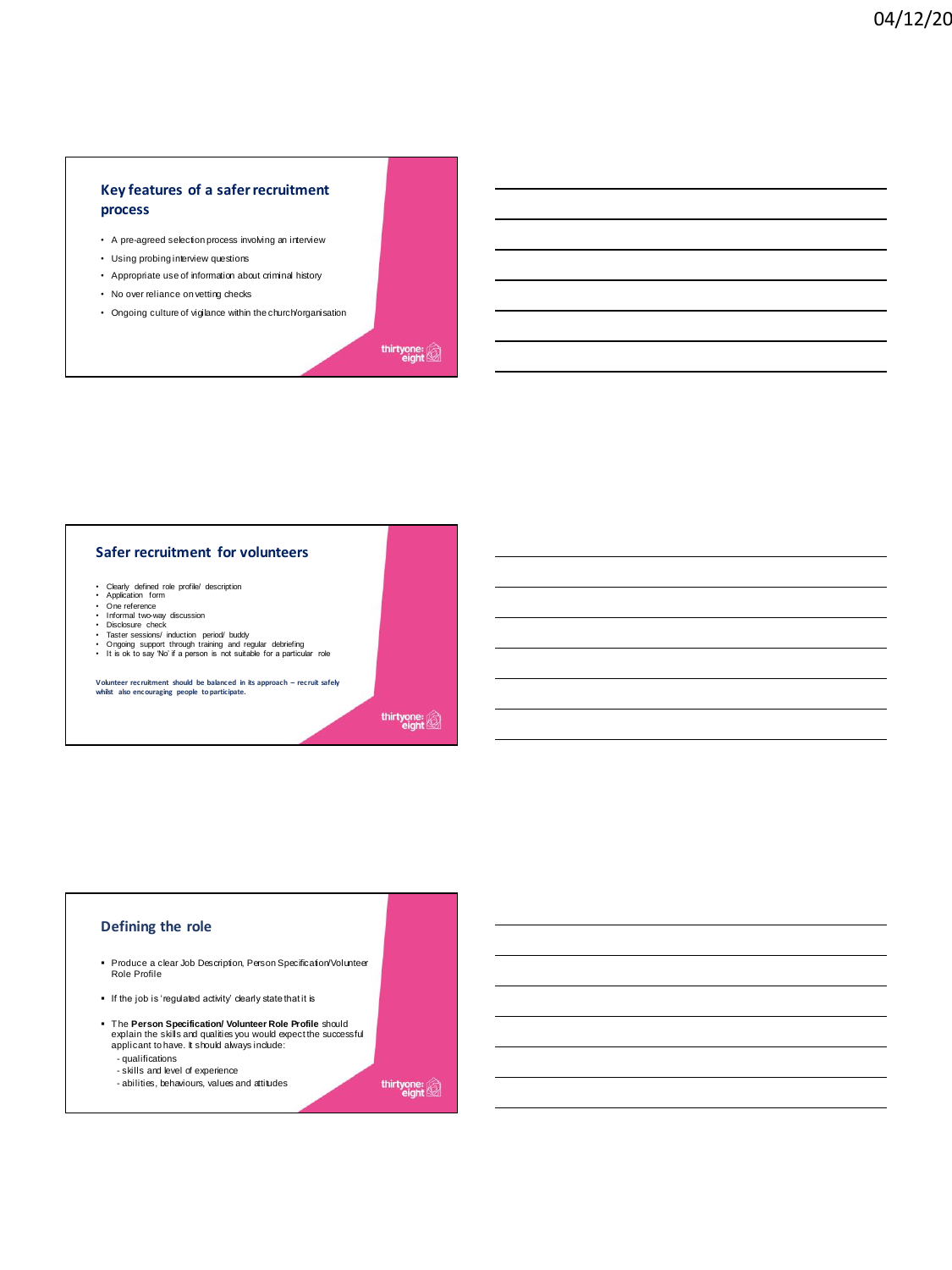## Key features of a safer recruitment process

- A pre-agreed selection process involving an interview
- Using probing interview questions
- Appropriate use of information about criminal history
- No over reliance on vetting checks
- Ongoing culture of vigilance within the church/organisation

## Safer recruitment for volunteers

- Clearly defined role profile/ description
- Application form
- One reference
- Informal two-way discussion
- Disclosure check
- Taster sessions/ induction period/ buddy
- Ongoing support through training and regular debriefing
- It is ok to say 'No' if a person is not suitable for a particular role

**Volunteer recruitment should be balanced in its approach – recruit safely whilst also encouraging people to participate.**

## Defining the role

- Produce a clear Job Description, Person Specification/Volunteer Role Profile
- If the job is 'regulated activity' clearly state that it is
- The **Person Specification/ Volunteer Role Profile** should explain the skills and qualities you would expect the successful applicant to have. It should always include:
  - qualifications
  - skills and level of experience
  - abilities, behaviours, values and attitudes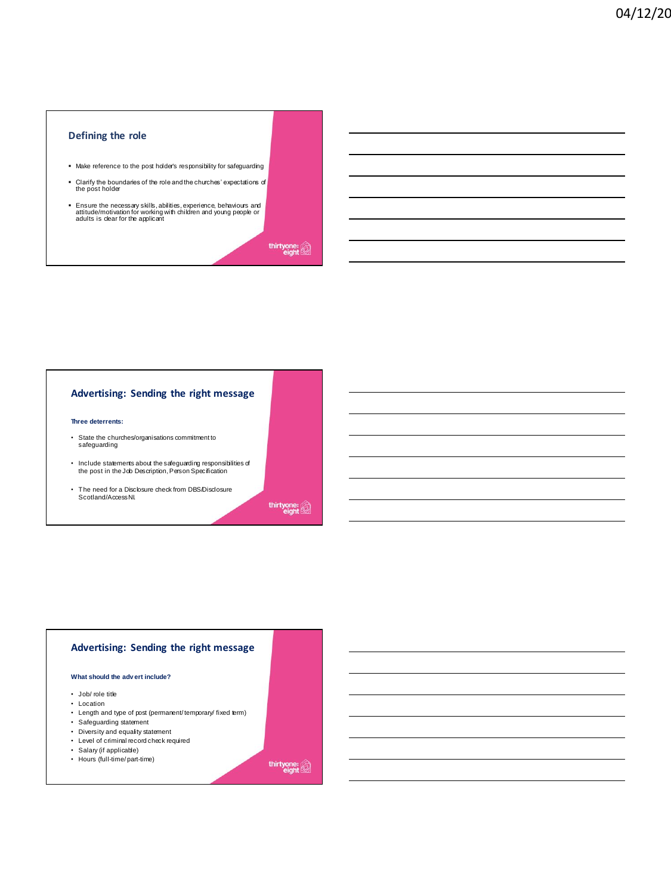## Defining the role

- Make reference to the post holder's responsibility for safeguarding
- Clarify the boundaries of the role and the churches' expectations of the post holder
- Ensure the necessary skills, abilities, experience, behaviours and attitude/motivation for working with children and young people or adults is clear for the applicant

thirtyone:eight

## Advertising: Sending the right message

**Three deterrents:**

- State the churches/organisations commitment to safeguarding
- Include statements about the safeguarding responsibilities of the post in the Job Description, Person Specification
- The need for a Disclosure check from DBS/Disclosure Scotland/AccessNI

thirtyone:eight

## Advertising: Sending the right message

**What should the advert include?**

- Job/ role title
- Location
- Length and type of post (permanent/ temporary/ fixed term)
- Safeguarding statement
- Diversity and equality statement
- Level of criminal record check required
- Salary (if applicable)
- Hours (full-time/ part-time)

thirtyone:eight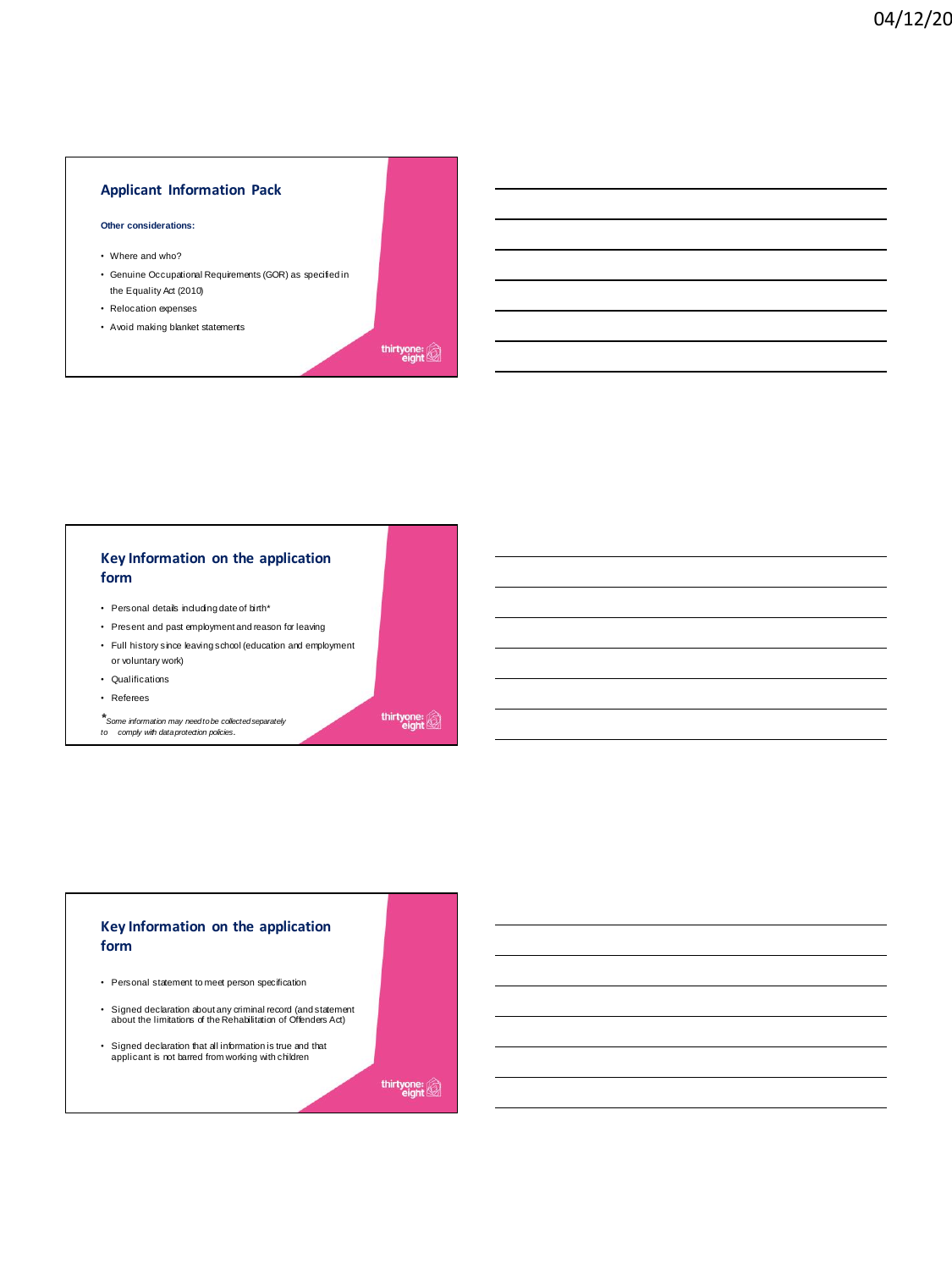## Applicant Information Pack

**Other considerations:**

- Where and who?
- Genuine Occupational Requirements (GOR) as specified in the Equality Act (2010)
- Relocation expenses
- Avoid making blanket statements

## Key Information on the application form

- Personal details including date of birth*
- Present and past employment and reason for leaving
- Full history since leaving school (education and employment or voluntary work)
- Qualifications
- Referees

*\*Some information may need to be collected separately to comply with data protection policies.*

## Key Information on the application form

- Personal statement to meet person specification
- Signed declaration about any criminal record (and statement about the limitations of the Rehabilitation of Offenders Act)
- Signed declaration that all information is true and that applicant is not barred from working with children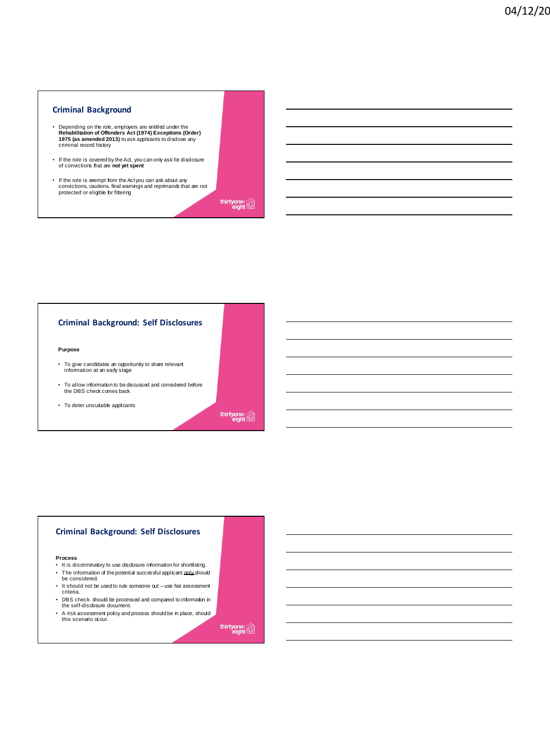## Criminal Background

- Depending on the role, employers are entitled under the **Rehabilitation of Offenders Act (1974) Exceptions (Order) 1975 (as amended 2013)** to ask applicants to disclose any criminal record history
- If the role is covered by the Act, you can only ask for disclosure of convictions that are **not yet spent**
- If the role is exempt from the Act you can ask about any convictions, cautions, final warnings and reprimands that are not protected or eligible for filtering

## Criminal Background: Self Disclosures

**Purpose**

- To give candidates an opportunity to share relevant information at an early stage
- To allow information to be discussed and considered before the DBS check comes back
- To deter unsuitable applicants

## Criminal Background: Self Disclosures

**Process**

- It is discriminatory to use disclosure information for shortlisting.
- The information of the potential successful applicant only should be considered.
- It should not be used to rule someone out – use fair assessment criteria.
- DBS check should be processed and compared to information in the self-disclosure document.
- A risk assessment policy and process should be in place, should this scenario occur.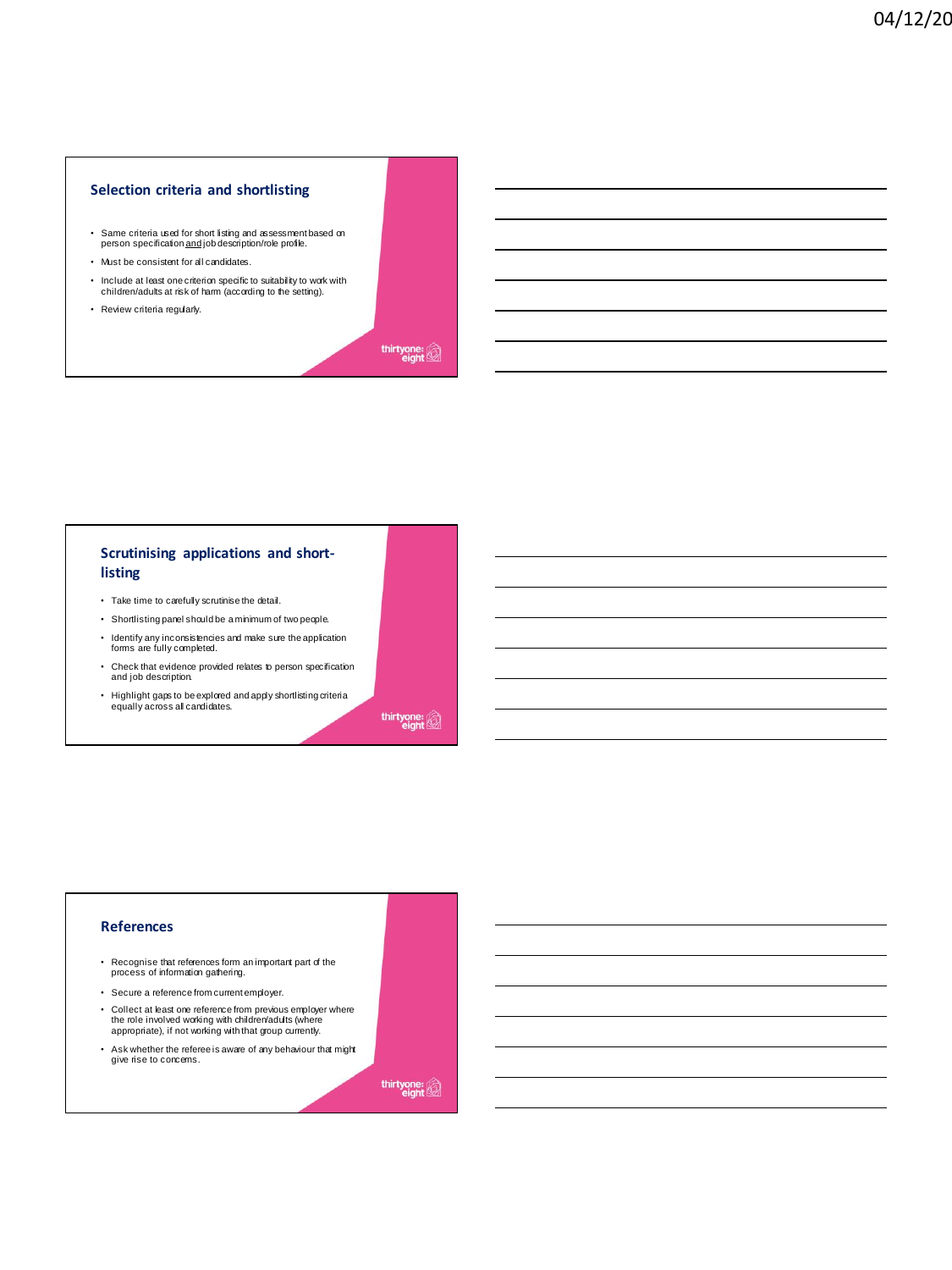## Selection criteria and shortlisting

- Same criteria used for short listing and assessment based on person specification and job description/role profile.
- Must be consistent for all candidates.
- Include at least one criterion specific to suitability to work with children/adults at risk of harm (according to the setting).
- Review criteria regularly.

## Scrutinising applications and short-listing

- Take time to carefully scrutinise the detail.
- Shortlisting panel should be a minimum of two people.
- Identify any inconsistencies and make sure the application forms are fully completed.
- Check that evidence provided relates to person specification and job description.
- Highlight gaps to be explored and apply shortlisting criteria equally across all candidates.

## References

- Recognise that references form an important part of the process of information gathering.
- Secure a reference from current employer.
- Collect at least one reference from previous employer where the role involved working with children/adults (where appropriate), if not working with that group currently.
- Ask whether the referee is aware of any behaviour that might give rise to concerns.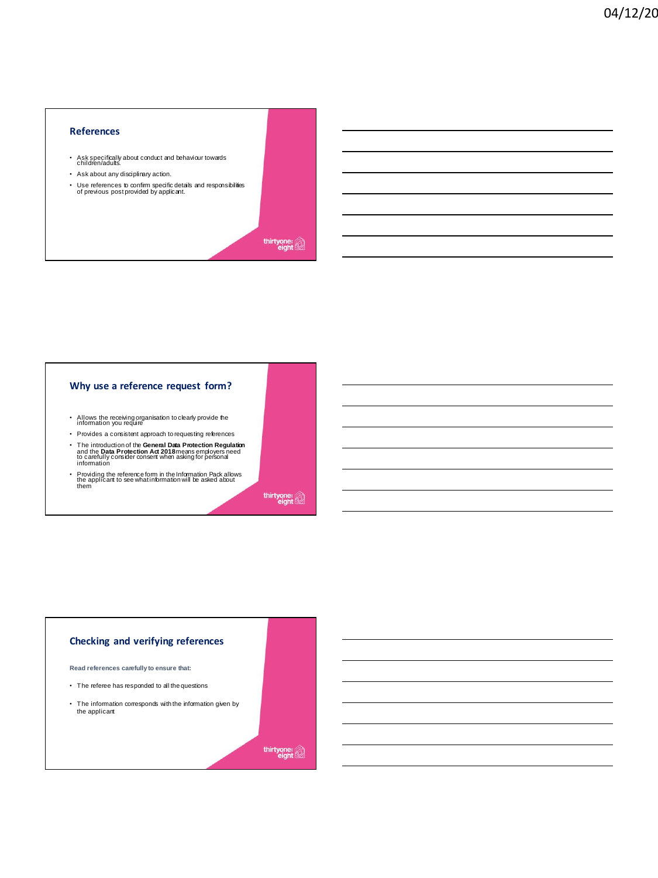## References

- Ask specifically about conduct and behaviour towards children/adults.
- Ask about any disciplinary action.
- Use references to confirm specific details and responsibilities of previous post provided by applicant.

## Why use a reference request form?

- Allows the receiving organisation to clearly provide the information you require
- Provides a consistent approach to requesting references
- The introduction of the **General Data Protection Regulation** and the **Data Protection Act 2018** means employers need to carefully consider consent when asking for personal information
- Providing the reference form in the Information Pack allows the applicant to see what information will be asked about them

## Checking and verifying references

**Read references carefully to ensure that:**

- The referee has responded to all the questions
- The information corresponds with the information given by the applicant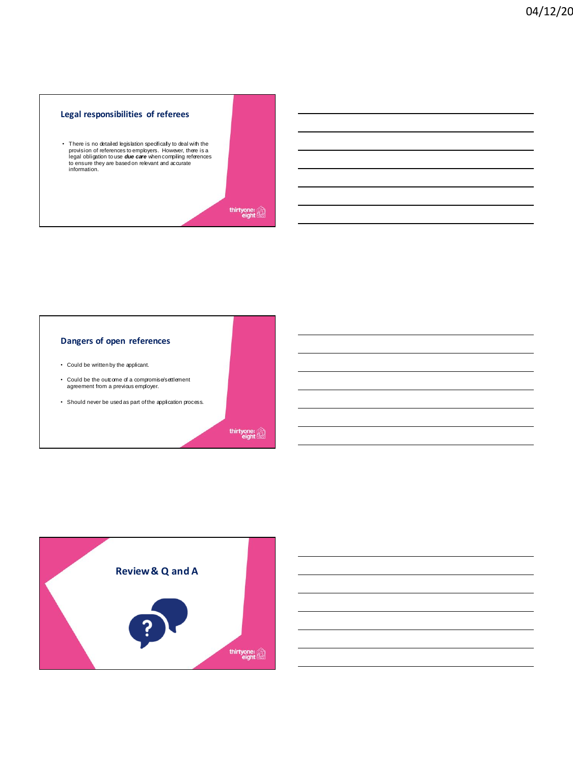## Legal responsibilities of referees

- There is no detailed legislation specifically to deal with the provision of references to employers. However, there is a legal obligation to use ***due care*** when compiling references to ensure they are based on relevant and accurate information.

## Dangers of open references

- Could be written by the applicant.
- Could be the outcome of a compromise/settlement agreement from a previous employer.
- Should never be used as part of the application process.

## Review & Q and A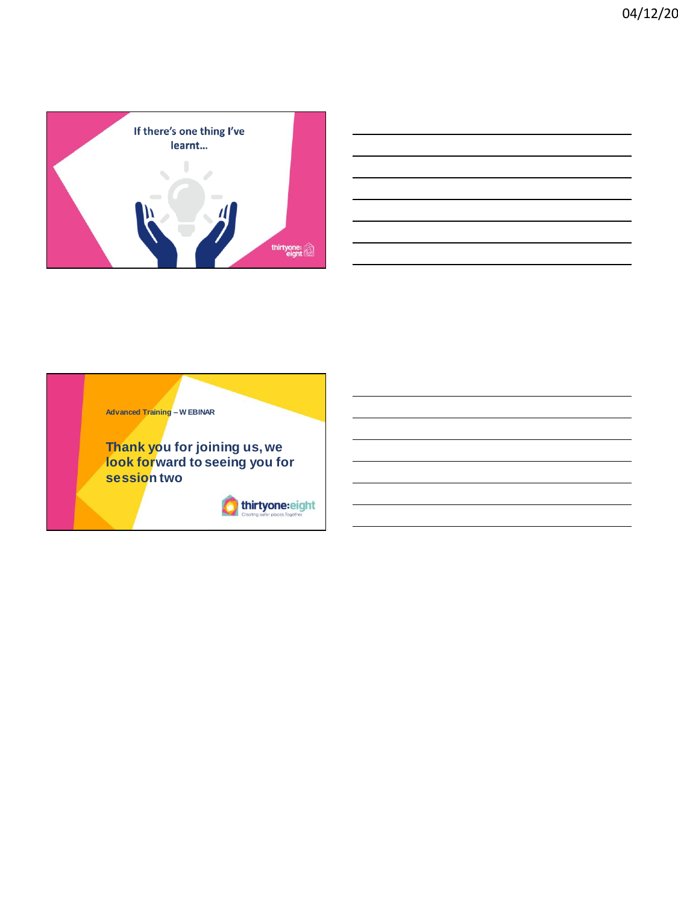If there's one thing I've learnt...

thirtyone:eight

Advanced Training – WEBINAR

Thank you for joining us, we look forward to seeing you for session two

thirtyone:eight

Creating safer places Together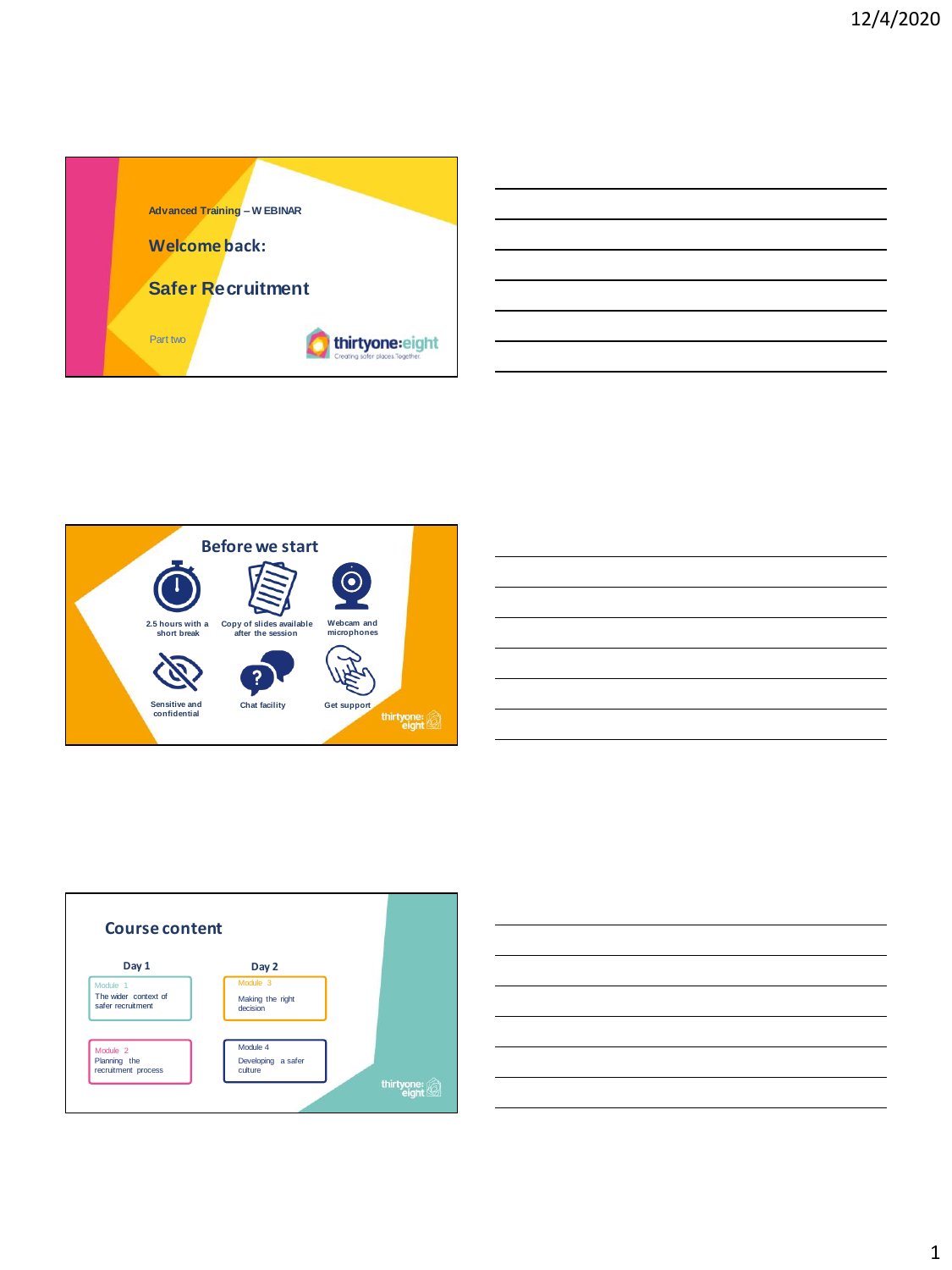Advanced Training – WEBINAR

## Welcome back:

## Safer Recruitment

Part two

thirtyone:eight
Creating safer places. Together.

## Before we start

- 2.5 hours with a short break
- Copy of slides available after the session
- Webcam and microphones
- Sensitive and confidential
- Chat facility
- Get support

thirtyone:eight

## Course content

| Day 1 | Day 2 |
| --- | --- |
| Module 1<br>The wider context of safer recruitment | Module 3<br>Making the right decision |
| Module 2<br>Planning the recruitment process | Module 4<br>Developing a safer culture |

thirtyone:eight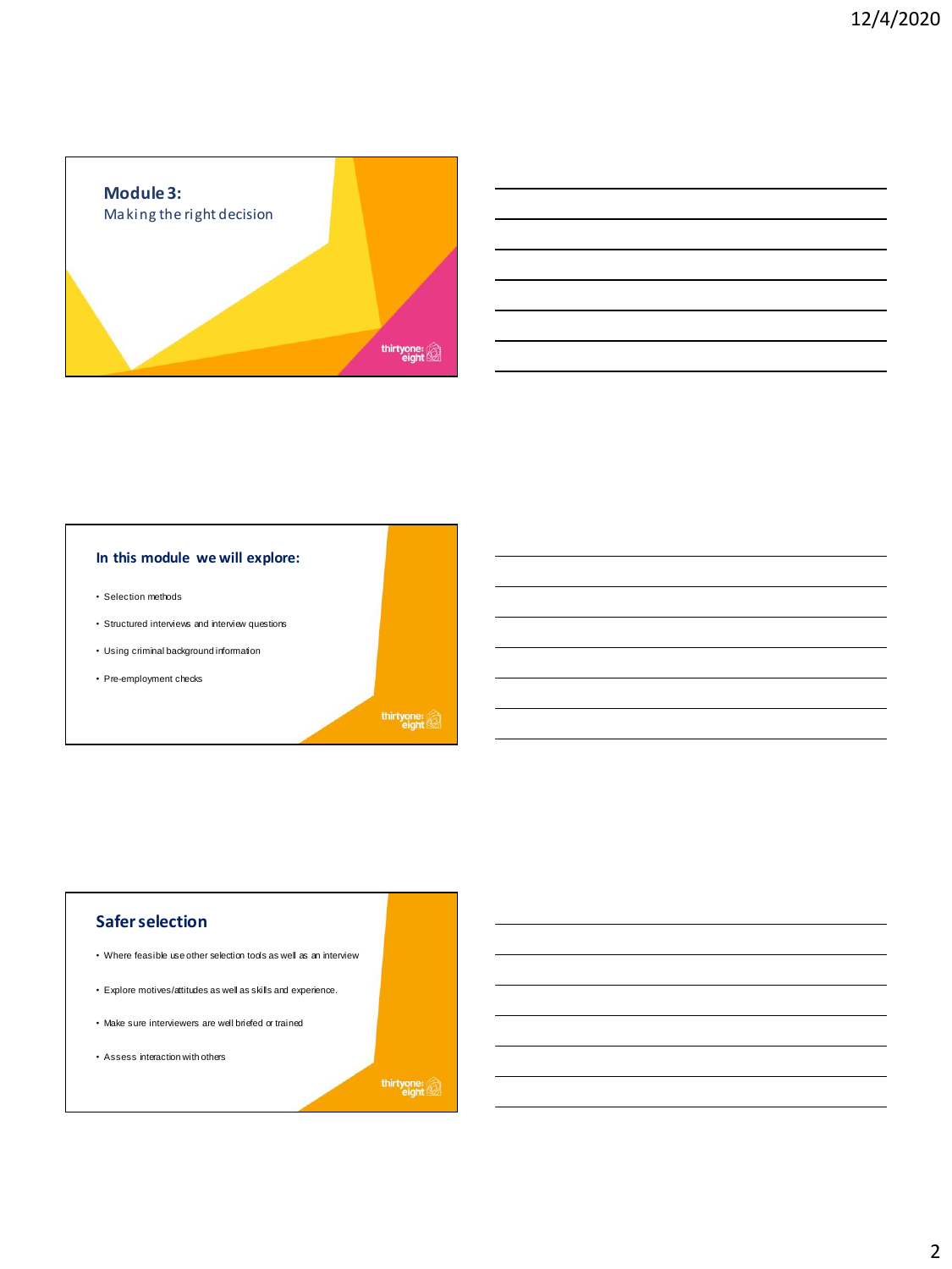## Module 3:

Making the right decision

## In this module we will explore:

- Selection methods
- Structured interviews and interview questions
- Using criminal background information
- Pre-employment checks

## Safer selection

- Where feasible use other selection tools as well as an interview
- Explore motives/attitudes as well as skills and experience.
- Make sure interviewers are well briefed or trained
- Assess interaction with others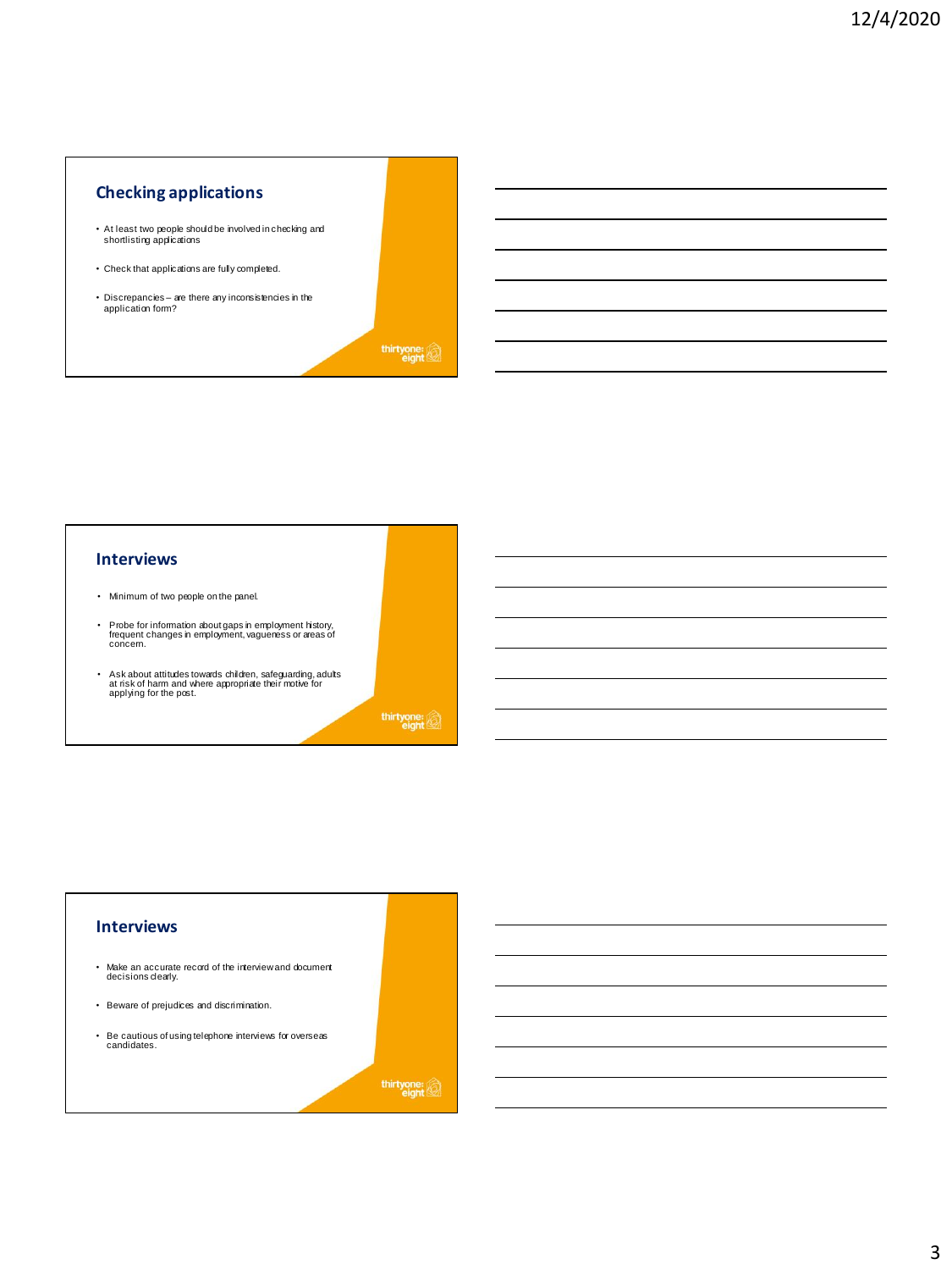## Checking applications

- At least two people should be involved in checking and shortlisting applications
- Check that applications are fully completed.
- Discrepancies – are there any inconsistencies in the application form?

thirtyone:eight

## Interviews

- Minimum of two people on the panel.
- Probe for information about gaps in employment history, frequent changes in employment, vagueness or areas of concern.
- Ask about attitudes towards children, safeguarding, adults at risk of harm and where appropriate their motive for applying for the post.

thirtyone:eight

## Interviews

- Make an accurate record of the interview and document decisions clearly.
- Beware of prejudices and discrimination.
- Be cautious of using telephone interviews for overseas candidates.

thirtyone:eight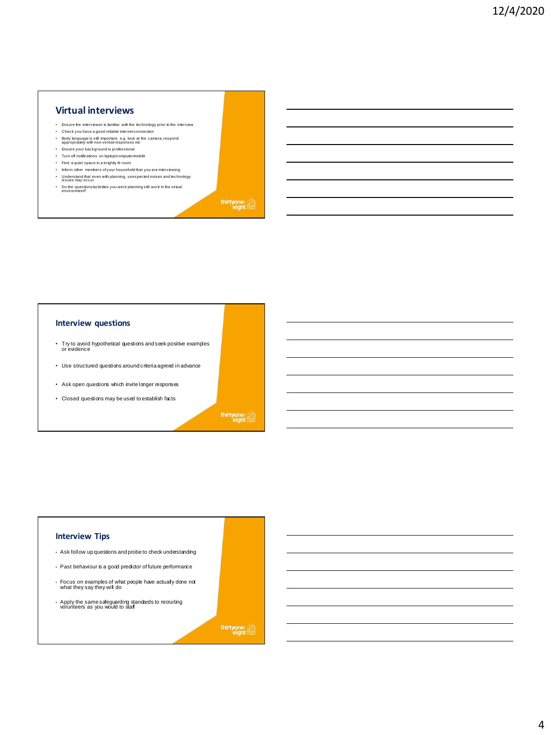## Virtual interviews

- Ensure the interviewer is familiar with the technology prior to the interview
- Check you have a good reliable internet connection
- Body language is still important, e.g. look at the camera, respond appropriately with non-verbal responses etc
- Ensure your background is professional
- Turn off notifications on laptop/computer/mobile
- Find a quiet space in a brightly lit room
- Inform other members of your household that you are interviewing
- Understand that even with planning, unexpected noises and technology issues may occur
- Do the questions/activities you were planning still work in the virtual environment?

thirtyone:eight

## Interview questions

- Try to avoid hypothetical questions and seek positive examples or evidence
- Use structured questions around criteria agreed in advance
- Ask open questions which invite longer responses
- Closed questions may be used to establish facts

thirtyone:eight

## Interview Tips

- Ask follow up questions and probe to check understanding
- Past behaviour is a good predictor of future performance
- Focus on examples of what people have actually done not what they say they will do
- Apply the same safeguarding standards to recruiting volunteers as you would to staff

thirtyone:eight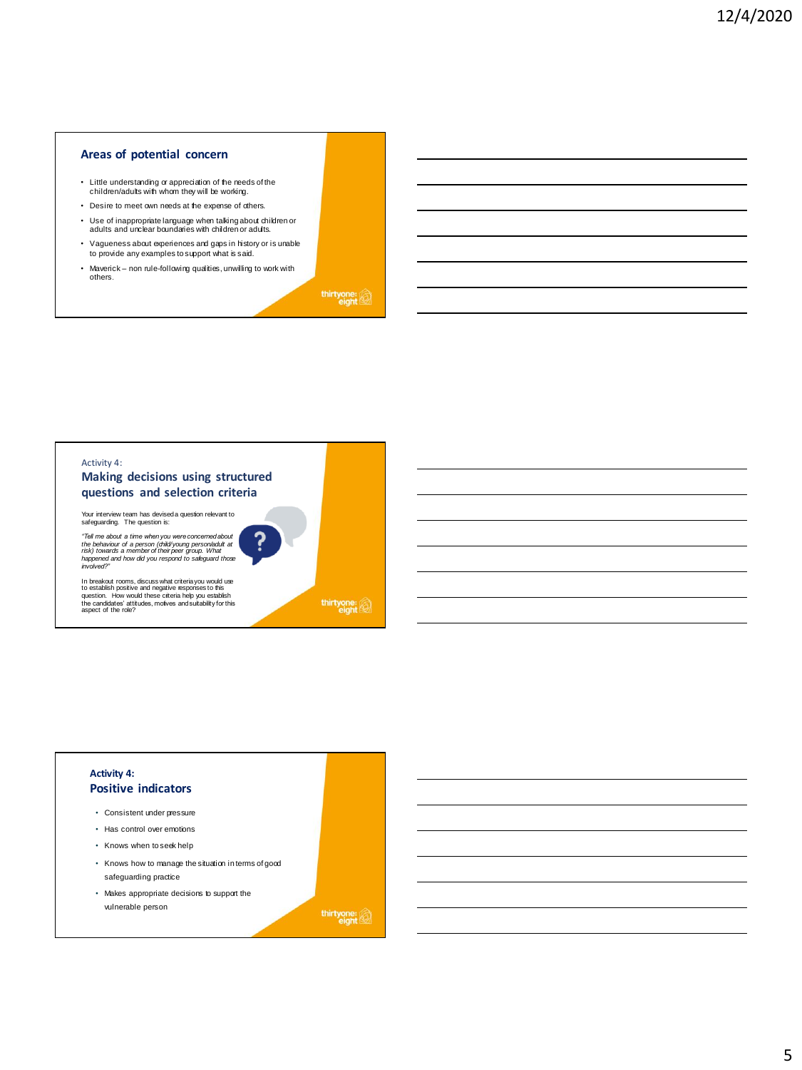## Areas of potential concern

- Little understanding or appreciation of the needs of the children/adults with whom they will be working.
- Desire to meet own needs at the expense of others.
- Use of inappropriate language when talking about children or adults and unclear boundaries with children or adults.
- Vagueness about experiences and gaps in history or is unable to provide any examples to support what is said.
- Maverick – non rule-following qualities, unwilling to work with others.

Activity 4:

## Making decisions using structured questions and selection criteria

Your interview team has devised a question relevant to safeguarding. The question is:

*"Tell me about a time when you were concerned about the behaviour of a person (child/young person/adult at risk) towards a member of their peer group. What happened and how did you respond to safeguard those involved?"*

In breakout rooms, discuss what criteria you would use to establish positive and negative responses to this question. How would these criteria help you establish the candidates' attitudes, motives and suitability for this aspect of the role?

**Activity 4:**

## Positive indicators

- Consistent under pressure
- Has control over emotions
- Knows when to seek help
- Knows how to manage the situation in terms of good safeguarding practice
- Makes appropriate decisions to support the vulnerable person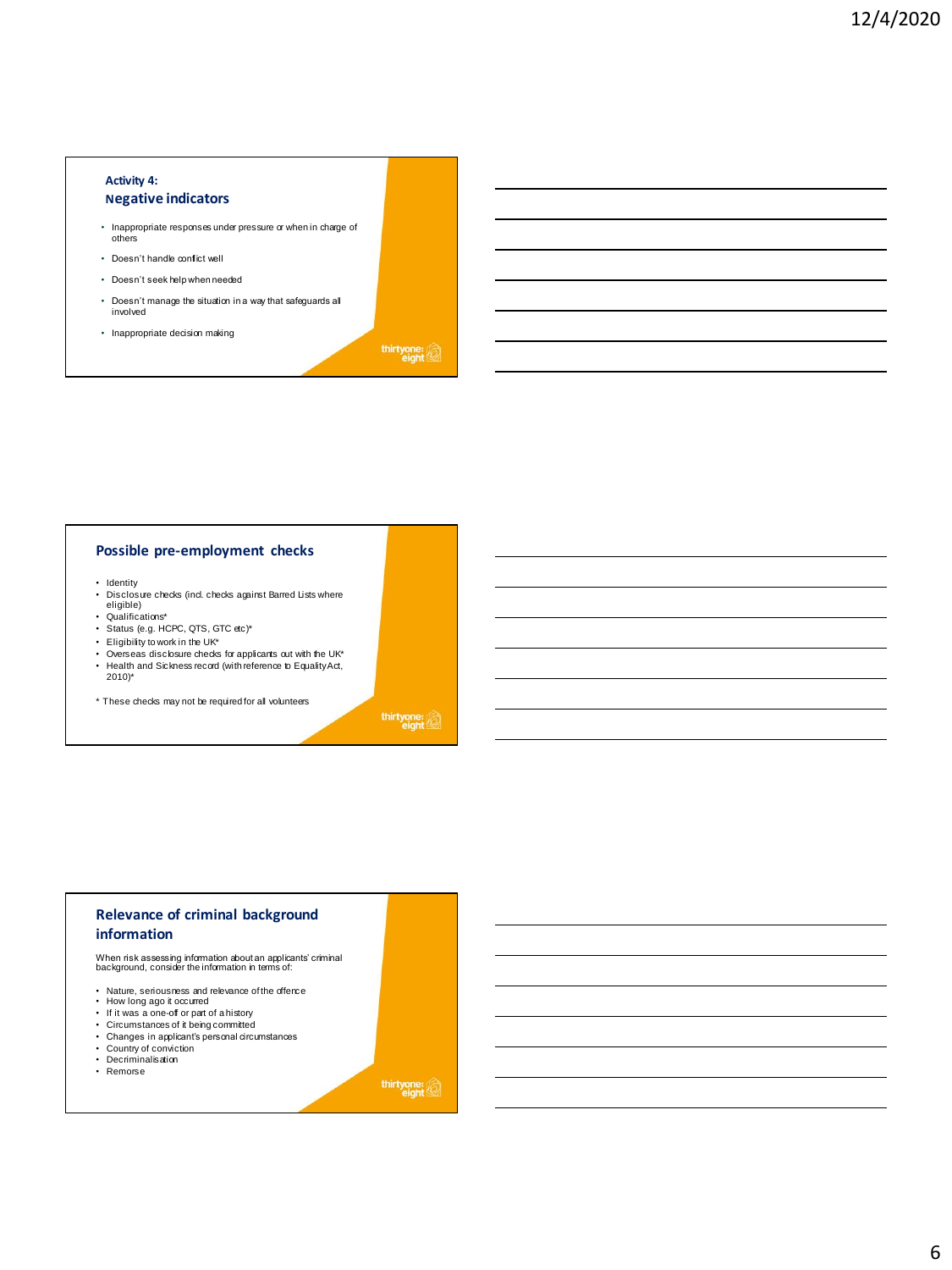## Activity 4:
## Negative indicators

- Inappropriate responses under pressure or when in charge of others
- Doesn't handle conflict well
- Doesn't seek help when needed
- Doesn't manage the situation in a way that safeguards all involved
- Inappropriate decision making

## Possible pre-employment checks

- Identity
- Disclosure checks (incl. checks against Barred Lists where eligible)
- Qualifications*
- Status (e.g. HCPC, QTS, GTC etc)*
- Eligibility to work in the UK*
- Overseas disclosure checks for applicants out with the UK*
- Health and Sickness record (with reference to Equality Act, 2010)*

* These checks may not be required for all volunteers

## Relevance of criminal background information

When risk assessing information about an applicants' criminal background, consider the information in terms of:

- Nature, seriousness and relevance of the offence
- How long ago it occurred
- If it was a one-off or part of a history
- Circumstances of it being committed
- Changes in applicant's personal circumstances
- Country of conviction
- Decriminalisation
- Remorse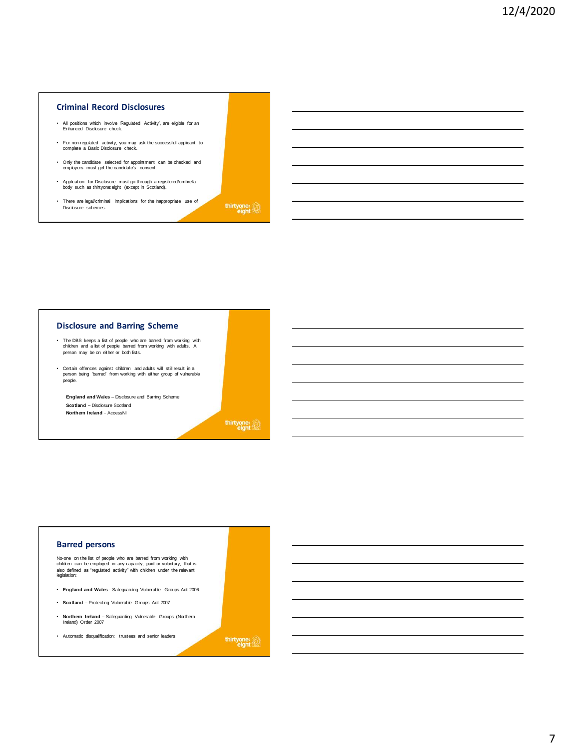## Criminal Record Disclosures

- All positions which involve 'Regulated Activity', are eligible for an Enhanced Disclosure check.
- For non-regulated activity, you may ask the successful applicant to complete a Basic Disclosure check.
- Only the candidate selected for appointment can be checked and employers must get the candidate's consent.
- Application for Disclosure must go through a registered/umbrella body such as thirtyone:eight (except in Scotland).
- There are legal/criminal implications for the inappropriate use of Disclosure schemes.

thirtyone:eight

## Disclosure and Barring Scheme

- The DBS keeps a list of people who are barred from working with children and a list of people barred from working with adults. A person may be on either or both lists.
- Certain offences against children and adults will still result in a person being 'barred' from working with either group of vulnerable people.

**England and Wales** – Disclosure and Barring Scheme
**Scotland** – Disclosure Scotland
**Northern Ireland** - AccessNI

thirtyone:eight

## Barred persons

No-one on the list of people who are barred from working with children can be employed in any capacity, paid or voluntary, that is also defined as "regulated activity" with children under the relevant legislation:

- **England and Wales** - Safeguarding Vulnerable Groups Act 2006.
- **Scotland** – Protecting Vulnerable Groups Act 2007
- **Northern Ireland** – Safeguarding Vulnerable Groups (Northern Ireland) Order 2007
- Automatic disqualification: trustees and senior leaders

thirtyone:eight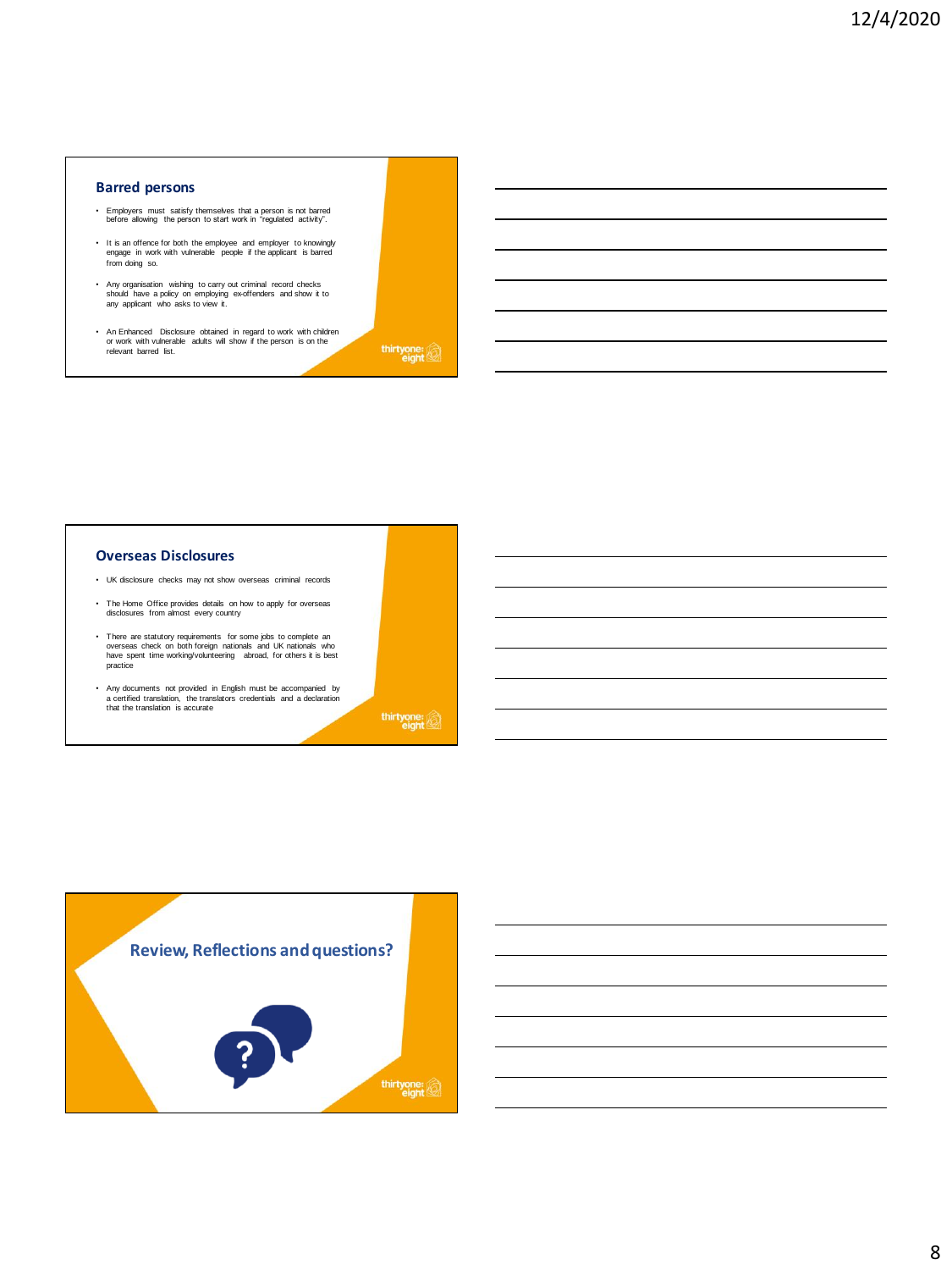## Barred persons

- Employers must satisfy themselves that a person is not barred before allowing the person to start work in "regulated activity".
- It is an offence for both the employee and employer to knowingly engage in work with vulnerable people if the applicant is barred from doing so.
- Any organisation wishing to carry out criminal record checks should have a policy on employing ex-offenders and show it to any applicant who asks to view it.
- An Enhanced Disclosure obtained in regard to work with children or work with vulnerable adults will show if the person is on the relevant barred list.

## Overseas Disclosures

- UK disclosure checks may not show overseas criminal records
- The Home Office provides details on how to apply for overseas disclosures from almost every country
- There are statutory requirements for some jobs to complete an overseas check on both foreign nationals and UK nationals who have spent time working/volunteering abroad, for others it is best practice
- Any documents not provided in English must be accompanied by a certified translation, the translators credentials and a declaration that the translation is accurate

## Review, Reflections and questions?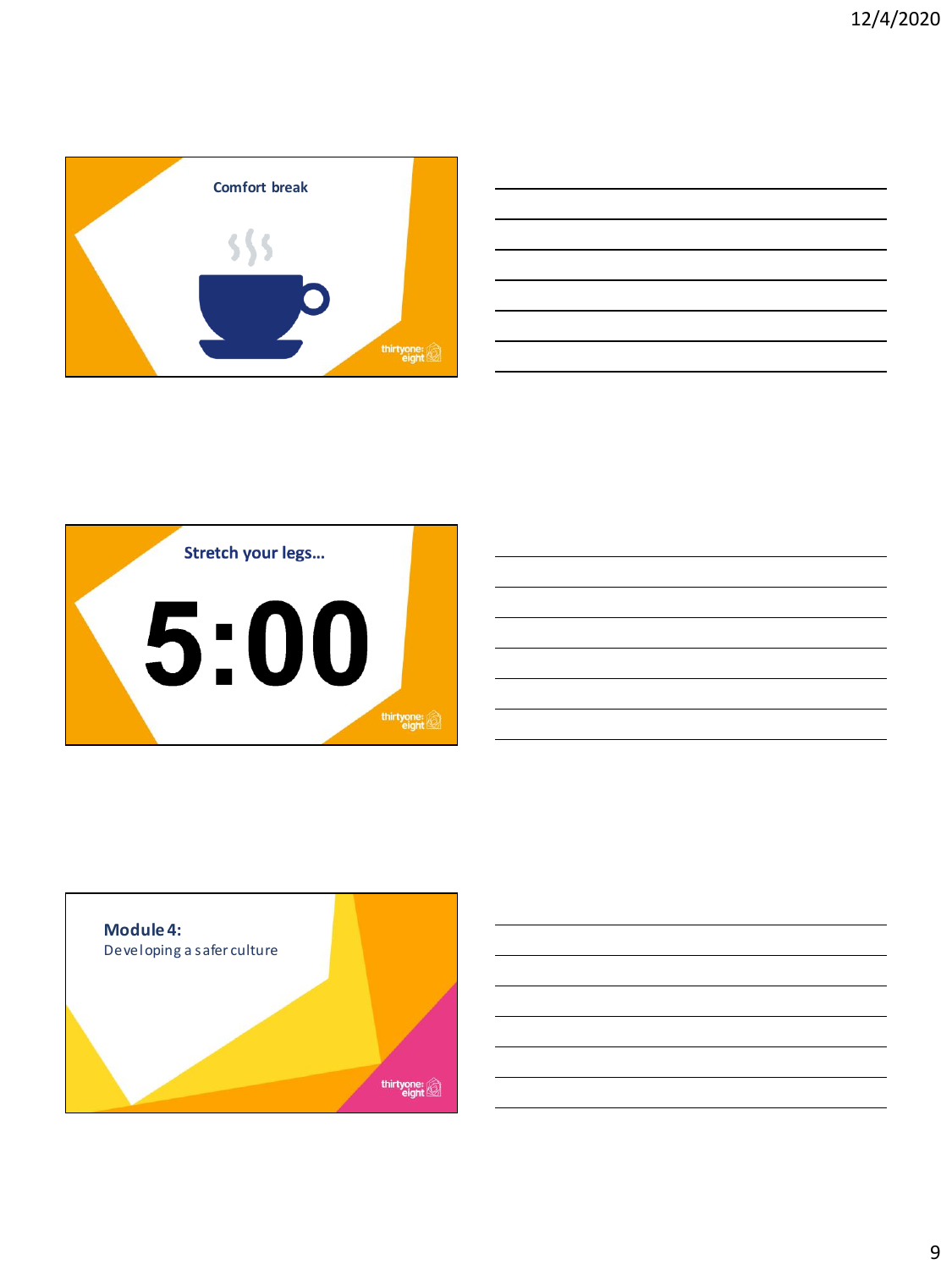Comfort break

Stretch your legs…

5:00

**Module 4:**
Developing a safer culture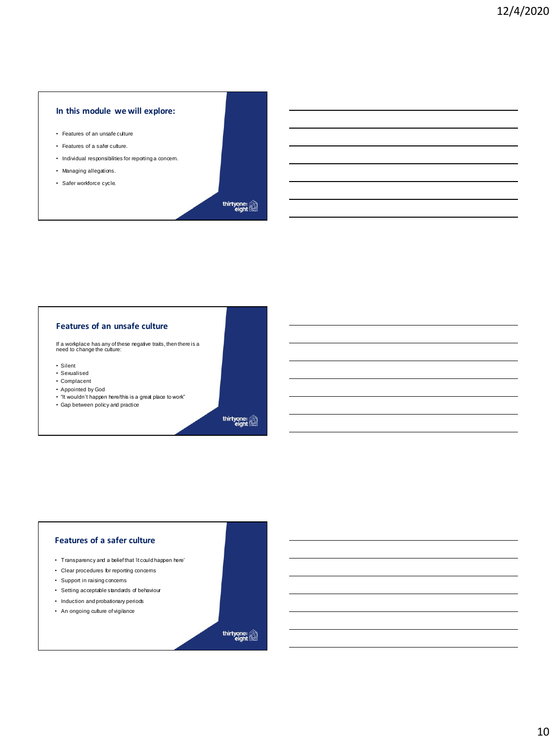## In this module we will explore:

- Features of an unsafe culture
- Features of a safer culture.
- Individual responsibilities for reporting a concern.
- Managing allegations.
- Safer workforce cycle.

thirtyone:eight

## Features of an unsafe culture

If a workplace has any of these negative traits, then there is a need to change the culture:

- Silent
- Sexualised
- Complacent
- Appointed by God
- "It wouldn't happen here/this is a great place to work"
- Gap between policy and practice

thirtyone:eight

## Features of a safer culture

- Transparency and a belief that 'it could happen here'
- Clear procedures for reporting concerns
- Support in raising concerns
- Setting acceptable standards of behaviour
- Induction and probationary periods
- An ongoing culture of vigilance

thirtyone:eight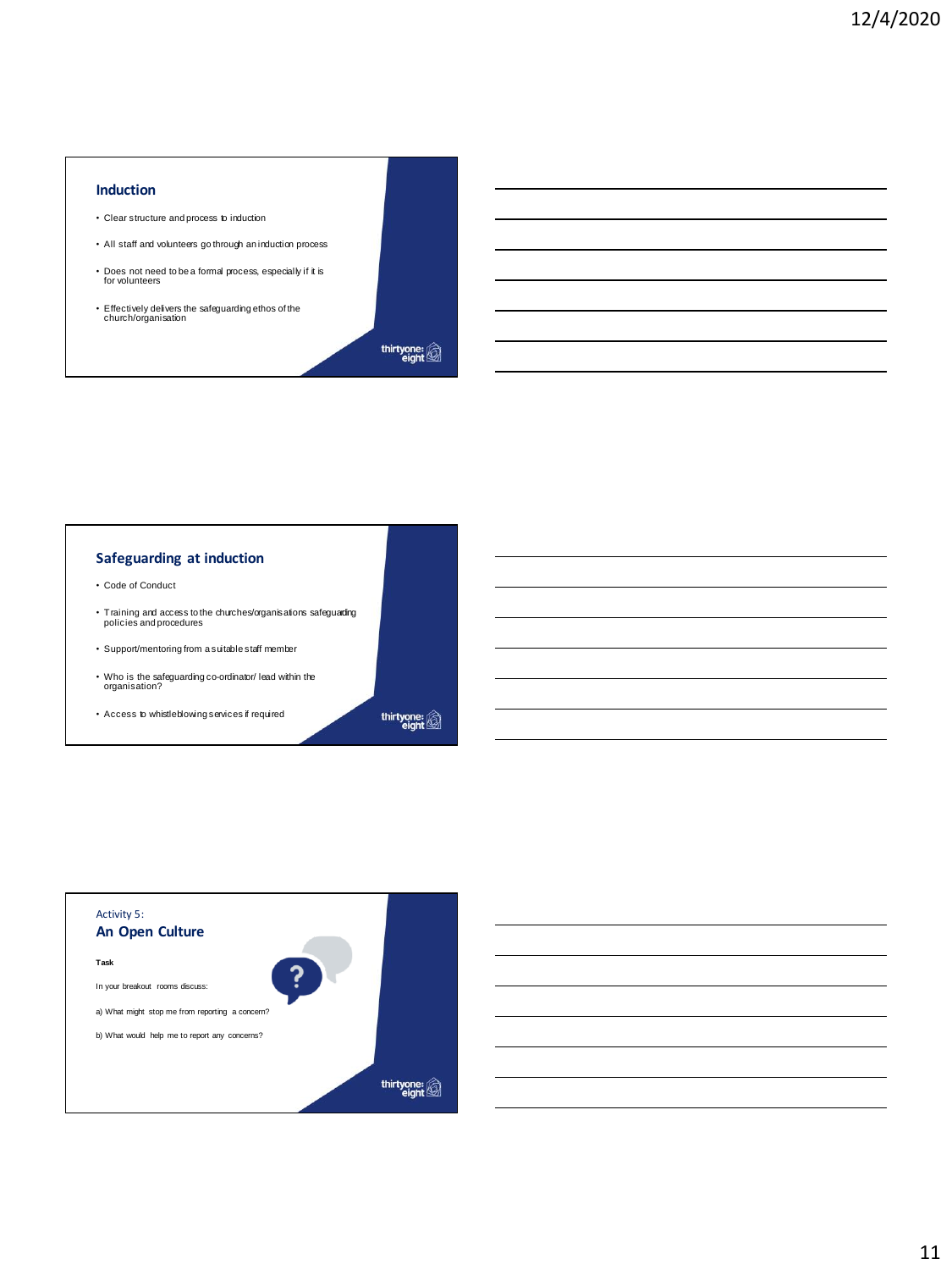## Induction

- Clear structure and process to induction
- All staff and volunteers go through an induction process
- Does not need to be a formal process, especially if it is for volunteers
- Effectively delivers the safeguarding ethos of the church/organisation

## Safeguarding at induction

- Code of Conduct
- Training and access to the churches/organisations safeguarding policies and procedures
- Support/mentoring from a suitable staff member
- Who is the safeguarding co-ordinator/ lead within the organisation?
- Access to whistleblowing services if required

Activity 5:

## An Open Culture

**Task**

In your breakout rooms discuss:

a) What might stop me from reporting a concern?

b) What would help me to report any concerns?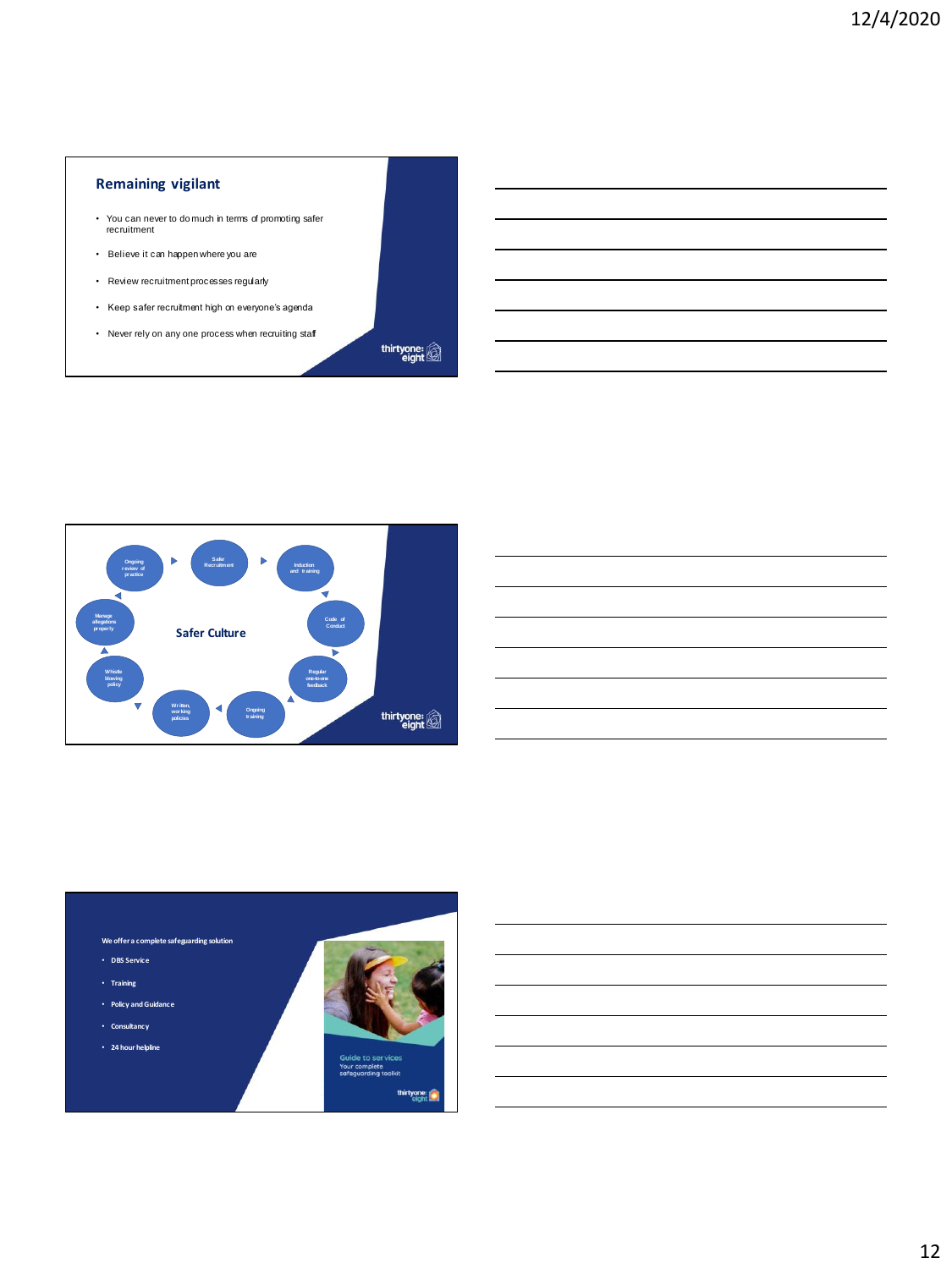## Remaining vigilant

- You can never to do much in terms of promoting safer recruitment
- Believe it can happen where you are
- Review recruitment processes regularly
- Keep safer recruitment high on everyone's agenda
- Never rely on any one process when recruiting staff

thirtyone: eight

---

**Safer Culture**

- Safer Recruitment
- Induction and training
- Code of Conduct
- Regular one-to-one feedback
- Ongoing training
- Written, working policies
- Whistle blowing policy
- Manage allegations properly
- Ongoing review of practice

thirtyone: eight

---

**We offer a complete safeguarding solution**

- DBS Service
- Training
- Policy and Guidance
- Consultancy
- 24 hour helpline

Guide to services
Your complete safeguarding toolkit

thirtyone: eight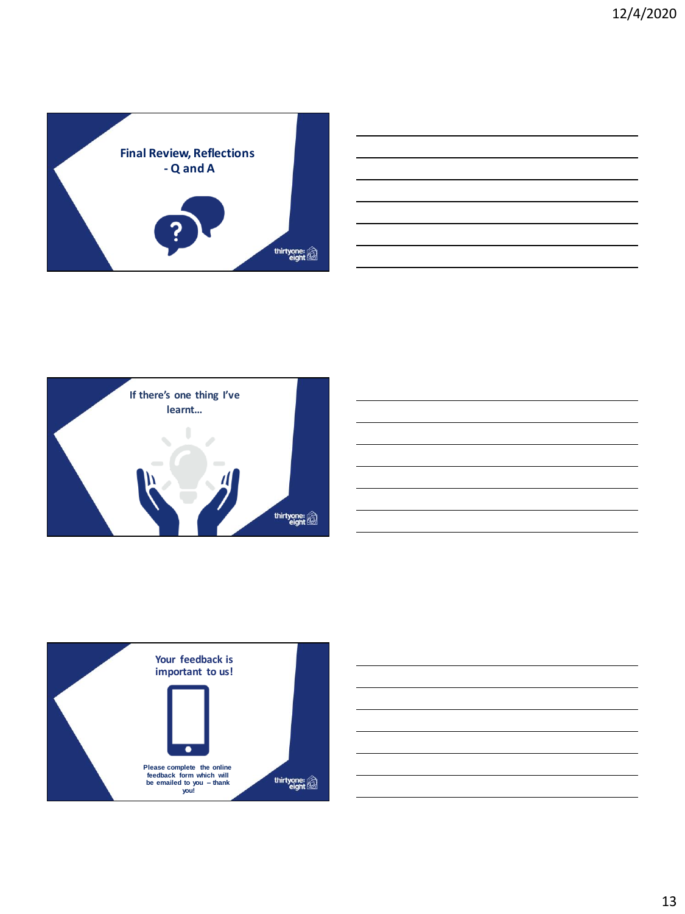## Final Review, Reflections - Q and A

thirtyone:eight

## If there's one thing I've learnt…

thirtyone:eight

## Your feedback is important to us!

Please complete the online feedback form which will be emailed to you – thank you!

thirtyone:eight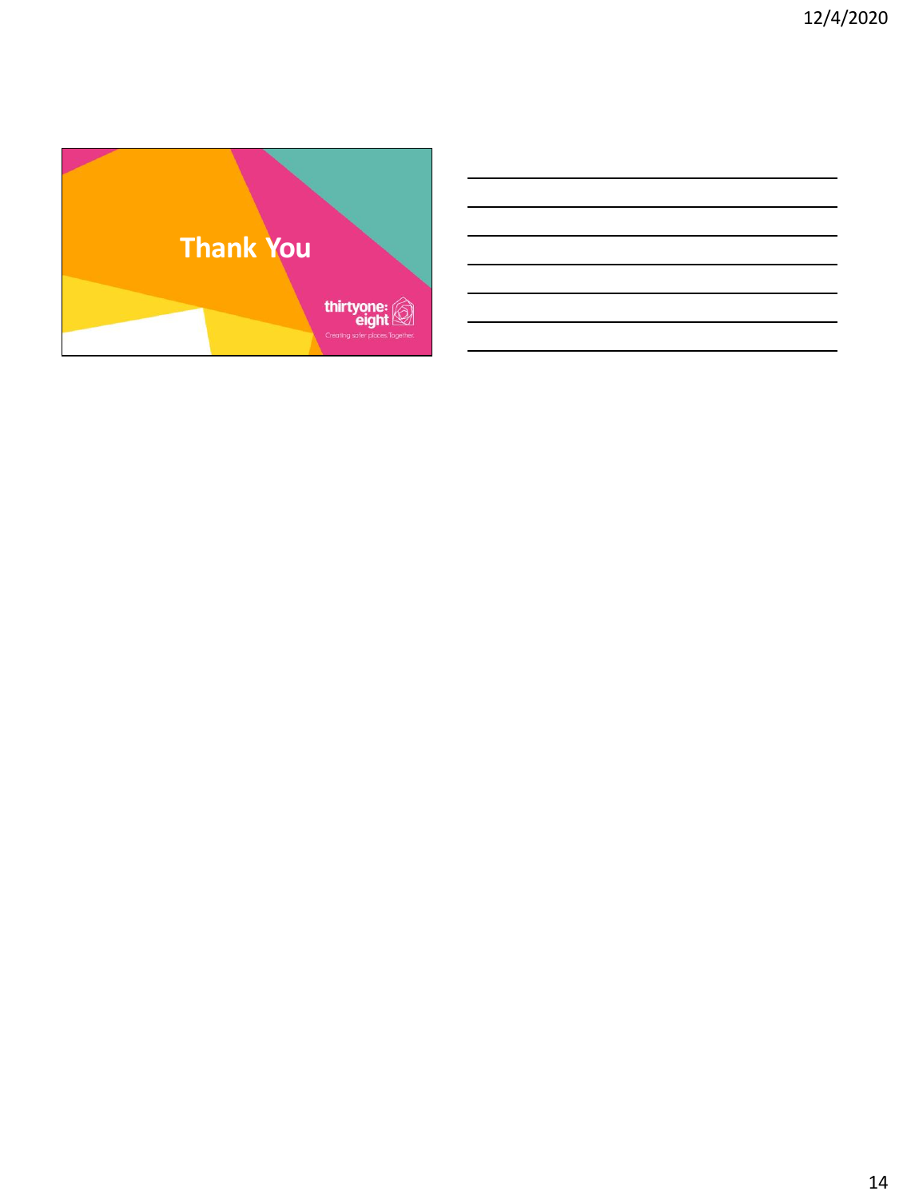Thank You

thirtyone:eight

Creating safer places Together.